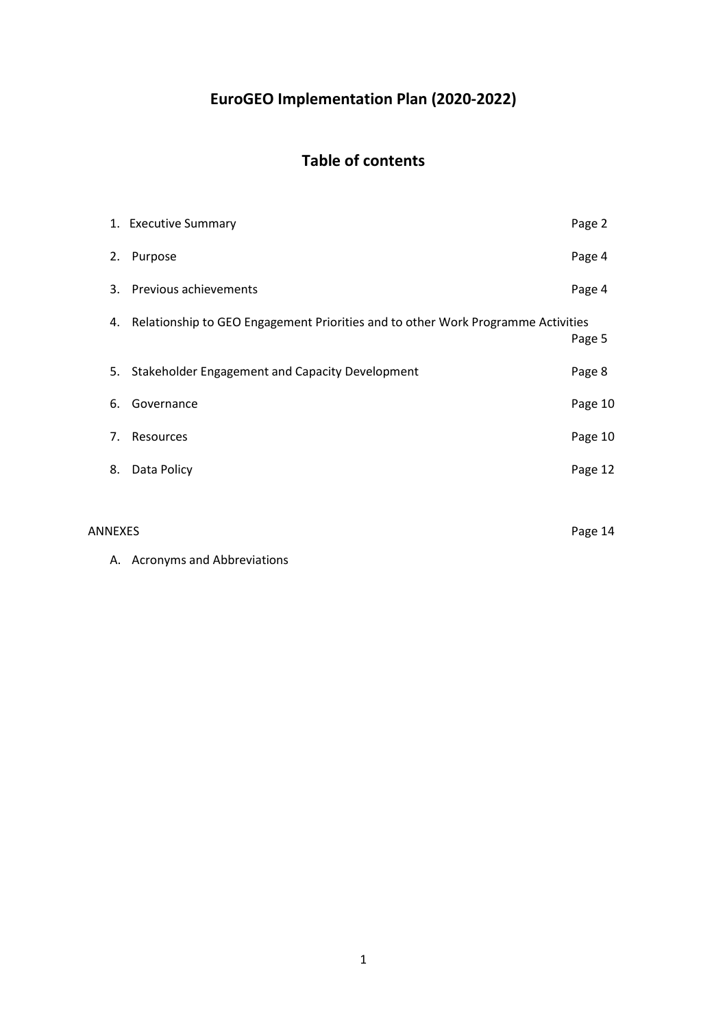# EuroGEO Implementation Plan (2020-2022)

## Table of contents

1. Executive Summary — Page 2
2. Purpose — Page 4
3. Previous achievements — Page 4
4. Relationship to GEO Engagement Priorities and to other Work Programme Activities — Page 5
5. Stakeholder Engagement and Capacity Development — Page 8
6. Governance — Page 10
7. Resources — Page 10
8. Data Policy — Page 12

ANNEXES — Page 14

A. Acronyms and Abbreviations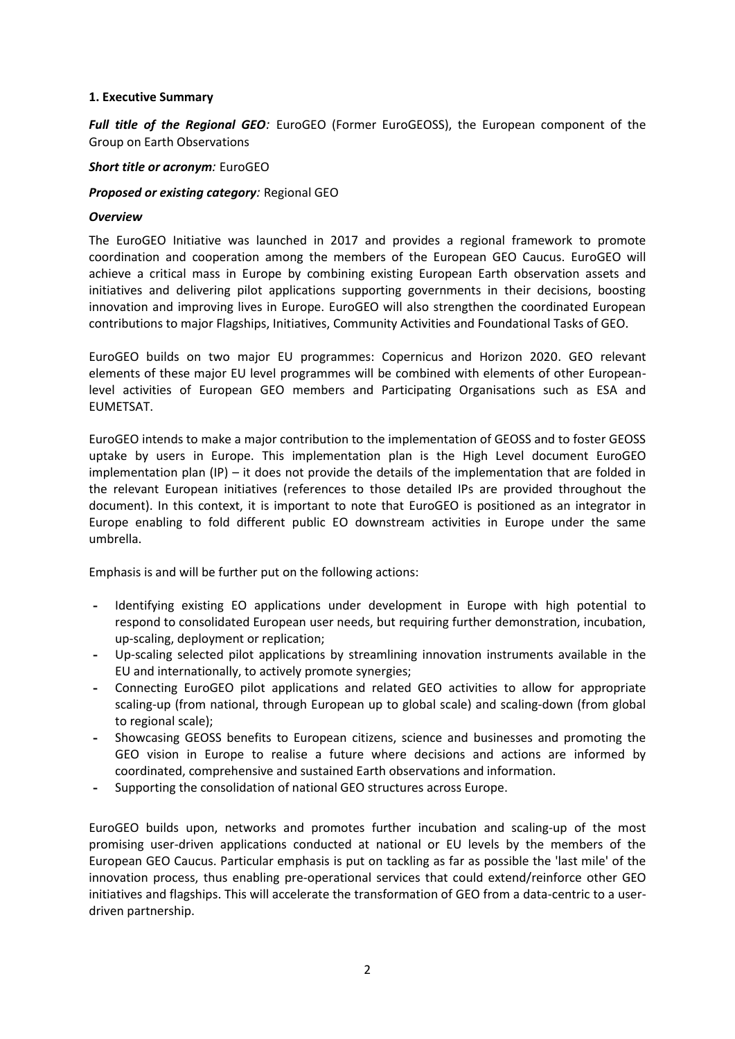## 1. Executive Summary

***Full title of the Regional GEO:*** EuroGEO (Former EuroGEOSS), the European component of the Group on Earth Observations

***Short title or acronym:*** EuroGEO

***Proposed or existing category:*** Regional GEO

***Overview***

The EuroGEO Initiative was launched in 2017 and provides a regional framework to promote coordination and cooperation among the members of the European GEO Caucus. EuroGEO will achieve a critical mass in Europe by combining existing European Earth observation assets and initiatives and delivering pilot applications supporting governments in their decisions, boosting innovation and improving lives in Europe. EuroGEO will also strengthen the coordinated European contributions to major Flagships, Initiatives, Community Activities and Foundational Tasks of GEO.

EuroGEO builds on two major EU programmes: Copernicus and Horizon 2020. GEO relevant elements of these major EU level programmes will be combined with elements of other European-level activities of European GEO members and Participating Organisations such as ESA and EUMETSAT.

EuroGEO intends to make a major contribution to the implementation of GEOSS and to foster GEOSS uptake by users in Europe. This implementation plan is the High Level document EuroGEO implementation plan (IP) – it does not provide the details of the implementation that are folded in the relevant European initiatives (references to those detailed IPs are provided throughout the document). In this context, it is important to note that EuroGEO is positioned as an integrator in Europe enabling to fold different public EO downstream activities in Europe under the same umbrella.

Emphasis is and will be further put on the following actions:

- Identifying existing EO applications under development in Europe with high potential to respond to consolidated European user needs, but requiring further demonstration, incubation, up-scaling, deployment or replication;
- Up-scaling selected pilot applications by streamlining innovation instruments available in the EU and internationally, to actively promote synergies;
- Connecting EuroGEO pilot applications and related GEO activities to allow for appropriate scaling-up (from national, through European up to global scale) and scaling-down (from global to regional scale);
- Showcasing GEOSS benefits to European citizens, science and businesses and promoting the GEO vision in Europe to realise a future where decisions and actions are informed by coordinated, comprehensive and sustained Earth observations and information.
- Supporting the consolidation of national GEO structures across Europe.

EuroGEO builds upon, networks and promotes further incubation and scaling-up of the most promising user-driven applications conducted at national or EU levels by the members of the European GEO Caucus. Particular emphasis is put on tackling as far as possible the 'last mile' of the innovation process, thus enabling pre-operational services that could extend/reinforce other GEO initiatives and flagships. This will accelerate the transformation of GEO from a data-centric to a user-driven partnership.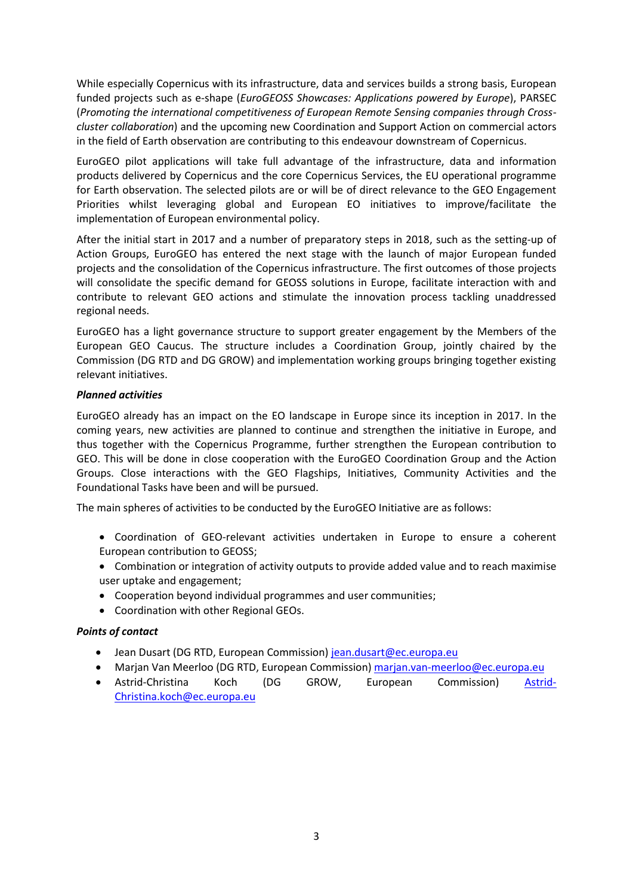While especially Copernicus with its infrastructure, data and services builds a strong basis, European funded projects such as e-shape (*EuroGEOSS Showcases: Applications powered by Europe*), PARSEC (*Promoting the international competitiveness of European Remote Sensing companies through Cross-cluster collaboration*) and the upcoming new Coordination and Support Action on commercial actors in the field of Earth observation are contributing to this endeavour downstream of Copernicus.

EuroGEO pilot applications will take full advantage of the infrastructure, data and information products delivered by Copernicus and the core Copernicus Services, the EU operational programme for Earth observation. The selected pilots are or will be of direct relevance to the GEO Engagement Priorities whilst leveraging global and European EO initiatives to improve/facilitate the implementation of European environmental policy.

After the initial start in 2017 and a number of preparatory steps in 2018, such as the setting-up of Action Groups, EuroGEO has entered the next stage with the launch of major European funded projects and the consolidation of the Copernicus infrastructure. The first outcomes of those projects will consolidate the specific demand for GEOSS solutions in Europe, facilitate interaction with and contribute to relevant GEO actions and stimulate the innovation process tackling unaddressed regional needs.

EuroGEO has a light governance structure to support greater engagement by the Members of the European GEO Caucus. The structure includes a Coordination Group, jointly chaired by the Commission (DG RTD and DG GROW) and implementation working groups bringing together existing relevant initiatives.

***Planned activities***

EuroGEO already has an impact on the EO landscape in Europe since its inception in 2017. In the coming years, new activities are planned to continue and strengthen the initiative in Europe, and thus together with the Copernicus Programme, further strengthen the European contribution to GEO. This will be done in close cooperation with the EuroGEO Coordination Group and the Action Groups. Close interactions with the GEO Flagships, Initiatives, Community Activities and the Foundational Tasks have been and will be pursued.

The main spheres of activities to be conducted by the EuroGEO Initiative are as follows:

- Coordination of GEO-relevant activities undertaken in Europe to ensure a coherent European contribution to GEOSS;
- Combination or integration of activity outputs to provide added value and to reach maximise user uptake and engagement;
- Cooperation beyond individual programmes and user communities;
- Coordination with other Regional GEOs.

***Points of contact***

- Jean Dusart (DG RTD, European Commission) jean.dusart@ec.europa.eu
- Marjan Van Meerloo (DG RTD, European Commission) marjan.van-meerloo@ec.europa.eu
- Astrid-Christina Koch (DG GROW, European Commission) Astrid-Christina.koch@ec.europa.eu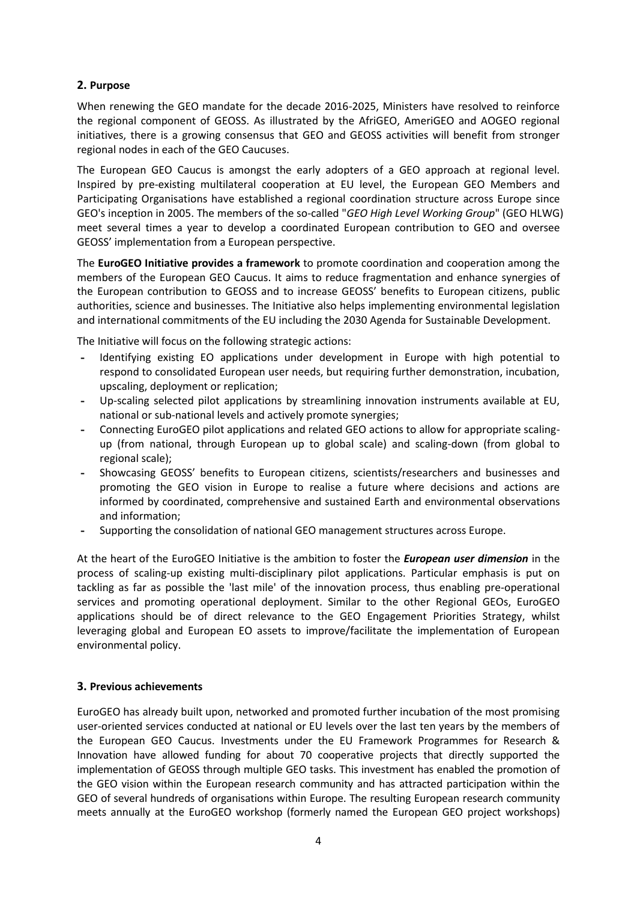## 2. Purpose

When renewing the GEO mandate for the decade 2016-2025, Ministers have resolved to reinforce the regional component of GEOSS. As illustrated by the AfriGEO, AmeriGEO and AOGEO regional initiatives, there is a growing consensus that GEO and GEOSS activities will benefit from stronger regional nodes in each of the GEO Caucuses.

The European GEO Caucus is amongst the early adopters of a GEO approach at regional level. Inspired by pre-existing multilateral cooperation at EU level, the European GEO Members and Participating Organisations have established a regional coordination structure across Europe since GEO's inception in 2005. The members of the so-called "*GEO High Level Working Group*" (GEO HLWG) meet several times a year to develop a coordinated European contribution to GEO and oversee GEOSS' implementation from a European perspective.

The **EuroGEO Initiative provides a framework** to promote coordination and cooperation among the members of the European GEO Caucus. It aims to reduce fragmentation and enhance synergies of the European contribution to GEOSS and to increase GEOSS' benefits to European citizens, public authorities, science and businesses. The Initiative also helps implementing environmental legislation and international commitments of the EU including the 2030 Agenda for Sustainable Development.

The Initiative will focus on the following strategic actions:

- Identifying existing EO applications under development in Europe with high potential to respond to consolidated European user needs, but requiring further demonstration, incubation, upscaling, deployment or replication;
- Up-scaling selected pilot applications by streamlining innovation instruments available at EU, national or sub-national levels and actively promote synergies;
- Connecting EuroGEO pilot applications and related GEO actions to allow for appropriate scaling-up (from national, through European up to global scale) and scaling-down (from global to regional scale);
- Showcasing GEOSS' benefits to European citizens, scientists/researchers and businesses and promoting the GEO vision in Europe to realise a future where decisions and actions are informed by coordinated, comprehensive and sustained Earth and environmental observations and information;
- Supporting the consolidation of national GEO management structures across Europe.

At the heart of the EuroGEO Initiative is the ambition to foster the ***European user dimension*** in the process of scaling-up existing multi-disciplinary pilot applications. Particular emphasis is put on tackling as far as possible the 'last mile' of the innovation process, thus enabling pre-operational services and promoting operational deployment. Similar to the other Regional GEOs, EuroGEO applications should be of direct relevance to the GEO Engagement Priorities Strategy, whilst leveraging global and European EO assets to improve/facilitate the implementation of European environmental policy.

## 3. Previous achievements

EuroGEO has already built upon, networked and promoted further incubation of the most promising user-oriented services conducted at national or EU levels over the last ten years by the members of the European GEO Caucus. Investments under the EU Framework Programmes for Research & Innovation have allowed funding for about 70 cooperative projects that directly supported the implementation of GEOSS through multiple GEO tasks. This investment has enabled the promotion of the GEO vision within the European research community and has attracted participation within the GEO of several hundreds of organisations within Europe. The resulting European research community meets annually at the EuroGEO workshop (formerly named the European GEO project workshops)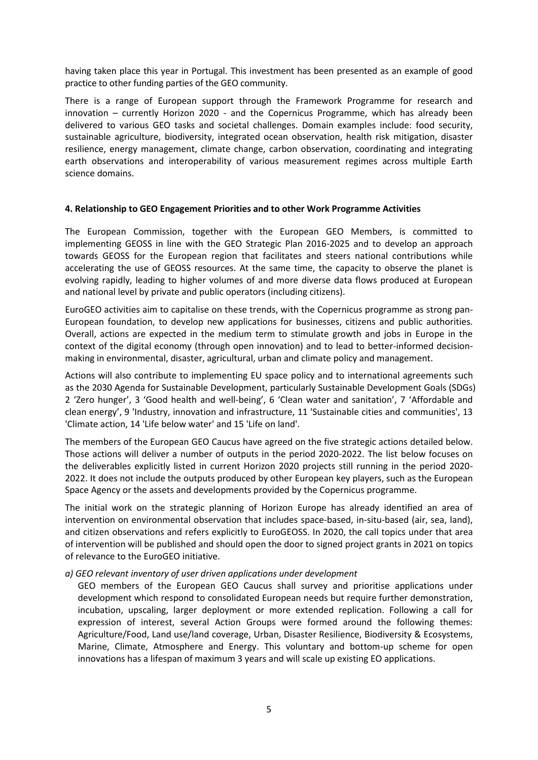having taken place this year in Portugal. This investment has been presented as an example of good practice to other funding parties of the GEO community.

There is a range of European support through the Framework Programme for research and innovation – currently Horizon 2020 - and the Copernicus Programme, which has already been delivered to various GEO tasks and societal challenges. Domain examples include: food security, sustainable agriculture, biodiversity, integrated ocean observation, health risk mitigation, disaster resilience, energy management, climate change, carbon observation, coordinating and integrating earth observations and interoperability of various measurement regimes across multiple Earth science domains.

**4. Relationship to GEO Engagement Priorities and to other Work Programme Activities**

The European Commission, together with the European GEO Members, is committed to implementing GEOSS in line with the GEO Strategic Plan 2016-2025 and to develop an approach towards GEOSS for the European region that facilitates and steers national contributions while accelerating the use of GEOSS resources. At the same time, the capacity to observe the planet is evolving rapidly, leading to higher volumes of and more diverse data flows produced at European and national level by private and public operators (including citizens).

EuroGEO activities aim to capitalise on these trends, with the Copernicus programme as strong pan-European foundation, to develop new applications for businesses, citizens and public authorities. Overall, actions are expected in the medium term to stimulate growth and jobs in Europe in the context of the digital economy (through open innovation) and to lead to better-informed decision-making in environmental, disaster, agricultural, urban and climate policy and management.

Actions will also contribute to implementing EU space policy and to international agreements such as the 2030 Agenda for Sustainable Development, particularly Sustainable Development Goals (SDGs) 2 'Zero hunger', 3 'Good health and well-being', 6 'Clean water and sanitation', 7 'Affordable and clean energy', 9 'Industry, innovation and infrastructure, 11 'Sustainable cities and communities', 13 'Climate action, 14 'Life below water' and 15 'Life on land'.

The members of the European GEO Caucus have agreed on the five strategic actions detailed below. Those actions will deliver a number of outputs in the period 2020-2022. The list below focuses on the deliverables explicitly listed in current Horizon 2020 projects still running in the period 2020-2022. It does not include the outputs produced by other European key players, such as the European Space Agency or the assets and developments provided by the Copernicus programme.

The initial work on the strategic planning of Horizon Europe has already identified an area of intervention on environmental observation that includes space-based, in-situ-based (air, sea, land), and citizen observations and refers explicitly to EuroGEOSS. In 2020, the call topics under that area of intervention will be published and should open the door to signed project grants in 2021 on topics of relevance to the EuroGEO initiative.

*a) GEO relevant inventory of user driven applications under development*

GEO members of the European GEO Caucus shall survey and prioritise applications under development which respond to consolidated European needs but require further demonstration, incubation, upscaling, larger deployment or more extended replication. Following a call for expression of interest, several Action Groups were formed around the following themes: Agriculture/Food, Land use/land coverage, Urban, Disaster Resilience, Biodiversity & Ecosystems, Marine, Climate, Atmosphere and Energy. This voluntary and bottom-up scheme for open innovations has a lifespan of maximum 3 years and will scale up existing EO applications.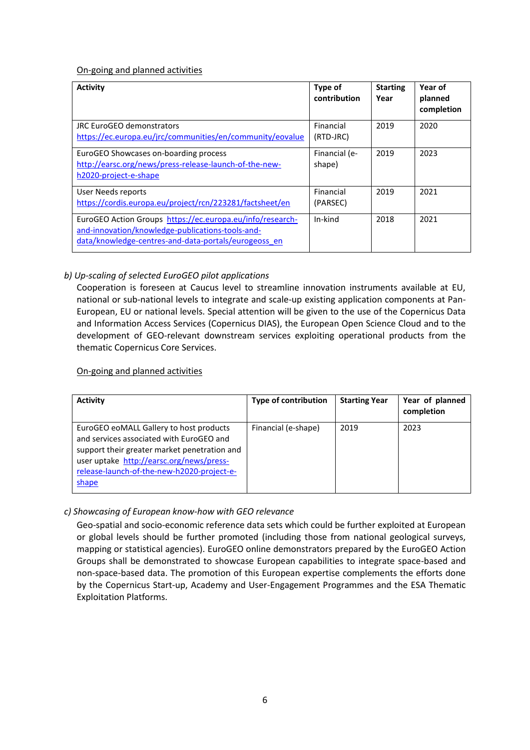On-going and planned activities

| Activity | Type of contribution | Starting Year | Year of planned completion |
|---|---|---|---|
| JRC EuroGEO demonstrators https://ec.europa.eu/jrc/communities/en/community/eovalue | Financial (RTD-JRC) | 2019 | 2020 |
| EuroGEO Showcases on-boarding process http://earsc.org/news/press-release-launch-of-the-new-h2020-project-e-shape | Financial (e-shape) | 2019 | 2023 |
| User Needs reports https://cordis.europa.eu/project/rcn/223281/factsheet/en | Financial (PARSEC) | 2019 | 2021 |
| EuroGEO Action Groups https://ec.europa.eu/info/research-and-innovation/knowledge-publications-tools-and-data/knowledge-centres-and-data-portals/eurogeoss_en | In-kind | 2018 | 2021 |

*b) Up-scaling of selected EuroGEO pilot applications*

Cooperation is foreseen at Caucus level to streamline innovation instruments available at EU, national or sub-national levels to integrate and scale-up existing application components at Pan-European, EU or national levels. Special attention will be given to the use of the Copernicus Data and Information Access Services (Copernicus DIAS), the European Open Science Cloud and to the development of GEO-relevant downstream services exploiting operational products from the thematic Copernicus Core Services.

On-going and planned activities

| Activity | Type of contribution | Starting Year | Year of planned completion |
|---|---|---|---|
| EuroGEO eoMALL Gallery to host products and services associated with EuroGEO and support their greater market penetration and user uptake http://earsc.org/news/press-release-launch-of-the-new-h2020-project-e-shape | Financial (e-shape) | 2019 | 2023 |

*c) Showcasing of European know-how with GEO relevance*

Geo-spatial and socio-economic reference data sets which could be further exploited at European or global levels should be further promoted (including those from national geological surveys, mapping or statistical agencies). EuroGEO online demonstrators prepared by the EuroGEO Action Groups shall be demonstrated to showcase European capabilities to integrate space-based and non-space-based data. The promotion of this European expertise complements the efforts done by the Copernicus Start-up, Academy and User-Engagement Programmes and the ESA Thematic Exploitation Platforms.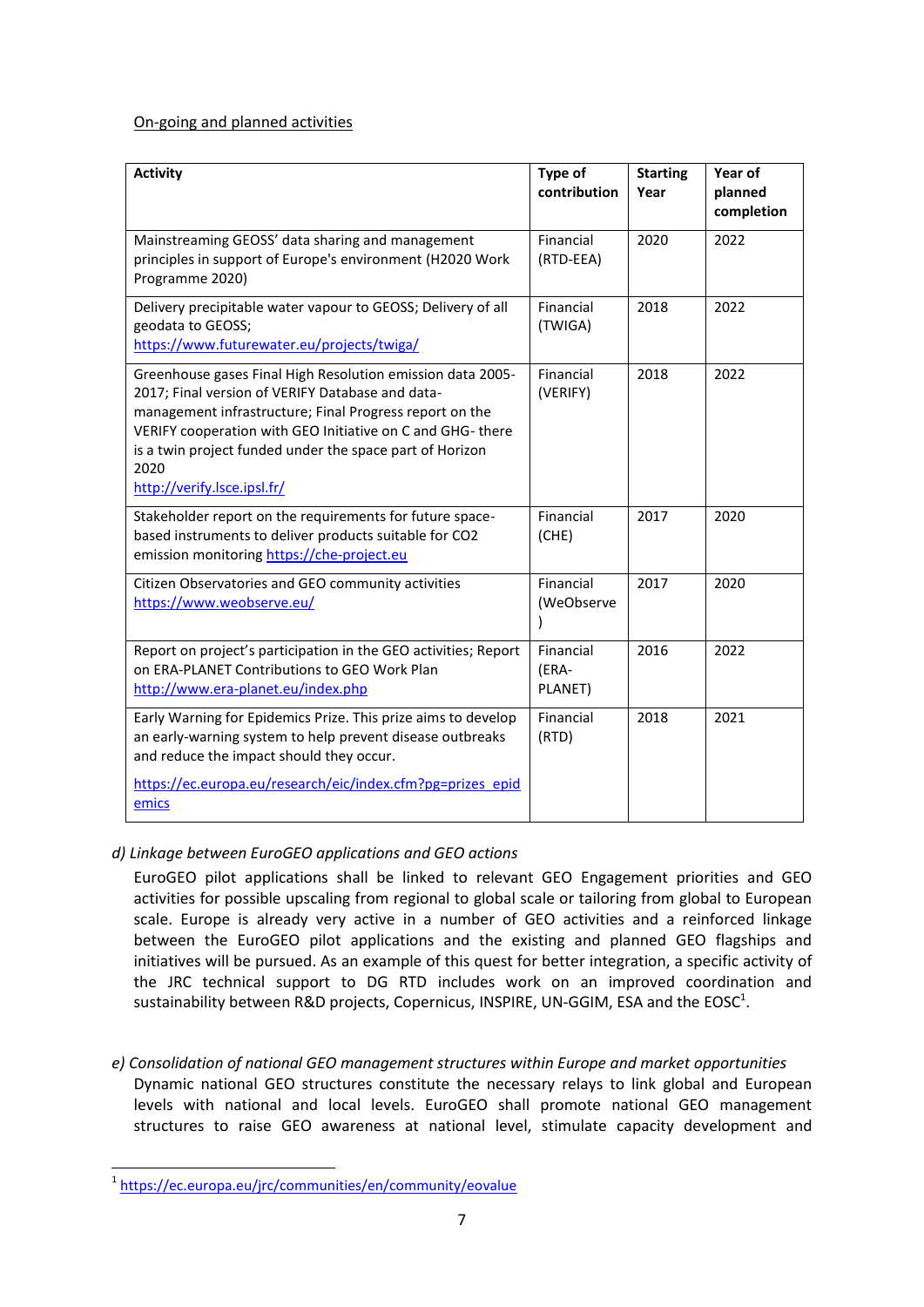On-going and planned activities

| Activity | Type of contribution | Starting Year | Year of planned completion |
| --- | --- | --- | --- |
| Mainstreaming GEOSS' data sharing and management principles in support of Europe's environment (H2020 Work Programme 2020) | Financial (RTD-EEA) | 2020 | 2022 |
| Delivery precipitable water vapour to GEOSS; Delivery of all geodata to GEOSS; https://www.futurewater.eu/projects/twiga/ | Financial (TWIGA) | 2018 | 2022 |
| Greenhouse gases Final High Resolution emission data 2005-2017; Final version of VERIFY Database and data-management infrastructure; Final Progress report on the VERIFY cooperation with GEO Initiative on C and GHG- there is a twin project funded under the space part of Horizon 2020 http://verify.lsce.ipsl.fr/ | Financial (VERIFY) | 2018 | 2022 |
| Stakeholder report on the requirements for future space-based instruments to deliver products suitable for CO2 emission monitoring https://che-project.eu | Financial (CHE) | 2017 | 2020 |
| Citizen Observatories and GEO community activities https://www.weobserve.eu/ | Financial (WeObserve) | 2017 | 2020 |
| Report on project's participation in the GEO activities; Report on ERA-PLANET Contributions to GEO Work Plan http://www.era-planet.eu/index.php | Financial (ERA-PLANET) | 2016 | 2022 |
| Early Warning for Epidemics Prize. This prize aims to develop an early-warning system to help prevent disease outbreaks and reduce the impact should they occur. https://ec.europa.eu/research/eic/index.cfm?pg=prizes_epidemics | Financial (RTD) | 2018 | 2021 |

*d) Linkage between EuroGEO applications and GEO actions*

EuroGEO pilot applications shall be linked to relevant GEO Engagement priorities and GEO activities for possible upscaling from regional to global scale or tailoring from global to European scale. Europe is already very active in a number of GEO activities and a reinforced linkage between the EuroGEO pilot applications and the existing and planned GEO flagships and initiatives will be pursued. As an example of this quest for better integration, a specific activity of the JRC technical support to DG RTD includes work on an improved coordination and sustainability between R&D projects, Copernicus, INSPIRE, UN-GGIM, ESA and the EOSC[1].

*e) Consolidation of national GEO management structures within Europe and market opportunities*

Dynamic national GEO structures constitute the necessary relays to link global and European levels with national and local levels. EuroGEO shall promote national GEO management structures to raise GEO awareness at national level, stimulate capacity development and

[1] https://ec.europa.eu/jrc/communities/en/community/eovalue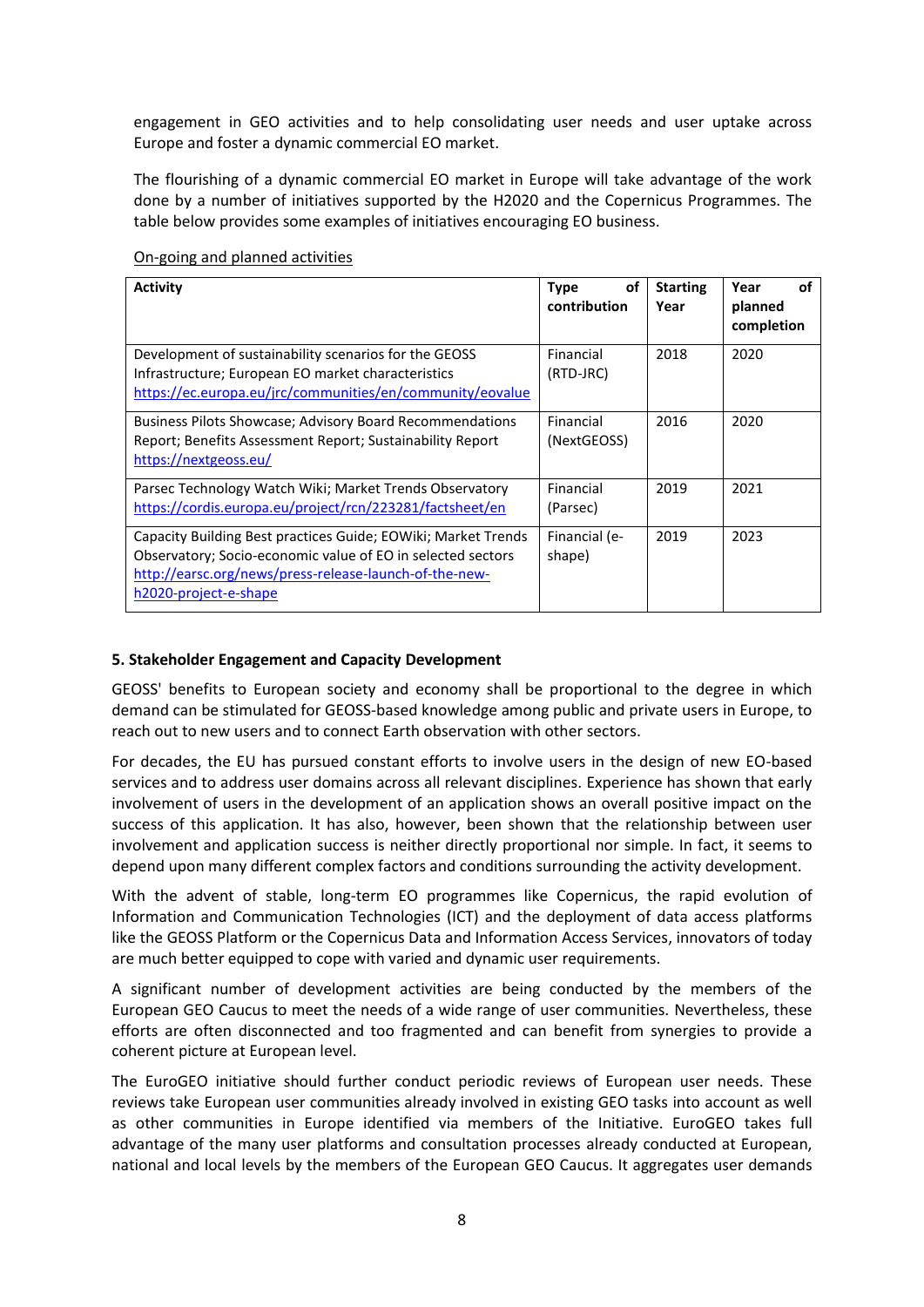engagement in GEO activities and to help consolidating user needs and user uptake across Europe and foster a dynamic commercial EO market.

The flourishing of a dynamic commercial EO market in Europe will take advantage of the work done by a number of initiatives supported by the H2020 and the Copernicus Programmes. The table below provides some examples of initiatives encouraging EO business.

On-going and planned activities

| Activity | Type of contribution | Starting Year | Year of planned completion |
|---|---|---|---|
| Development of sustainability scenarios for the GEOSS Infrastructure; European EO market characteristics https://ec.europa.eu/jrc/communities/en/community/eovalue | Financial (RTD-JRC) | 2018 | 2020 |
| Business Pilots Showcase; Advisory Board Recommendations Report; Benefits Assessment Report; Sustainability Report https://nextgeoss.eu/ | Financial (NextGEOSS) | 2016 | 2020 |
| Parsec Technology Watch Wiki; Market Trends Observatory https://cordis.europa.eu/project/rcn/223281/factsheet/en | Financial (Parsec) | 2019 | 2021 |
| Capacity Building Best practices Guide; EOWiki; Market Trends Observatory; Socio-economic value of EO in selected sectors http://earsc.org/news/press-release-launch-of-the-new-h2020-project-e-shape | Financial (e-shape) | 2019 | 2023 |

## 5. Stakeholder Engagement and Capacity Development

GEOSS' benefits to European society and economy shall be proportional to the degree in which demand can be stimulated for GEOSS-based knowledge among public and private users in Europe, to reach out to new users and to connect Earth observation with other sectors.

For decades, the EU has pursued constant efforts to involve users in the design of new EO-based services and to address user domains across all relevant disciplines. Experience has shown that early involvement of users in the development of an application shows an overall positive impact on the success of this application. It has also, however, been shown that the relationship between user involvement and application success is neither directly proportional nor simple. In fact, it seems to depend upon many different complex factors and conditions surrounding the activity development.

With the advent of stable, long-term EO programmes like Copernicus, the rapid evolution of Information and Communication Technologies (ICT) and the deployment of data access platforms like the GEOSS Platform or the Copernicus Data and Information Access Services, innovators of today are much better equipped to cope with varied and dynamic user requirements.

A significant number of development activities are being conducted by the members of the European GEO Caucus to meet the needs of a wide range of user communities. Nevertheless, these efforts are often disconnected and too fragmented and can benefit from synergies to provide a coherent picture at European level.

The EuroGEO initiative should further conduct periodic reviews of European user needs. These reviews take European user communities already involved in existing GEO tasks into account as well as other communities in Europe identified via members of the Initiative. EuroGEO takes full advantage of the many user platforms and consultation processes already conducted at European, national and local levels by the members of the European GEO Caucus. It aggregates user demands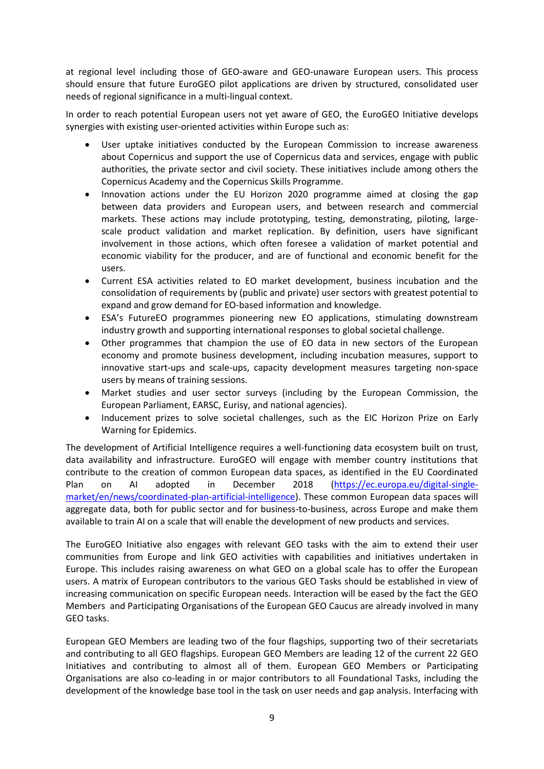at regional level including those of GEO-aware and GEO-unaware European users. This process should ensure that future EuroGEO pilot applications are driven by structured, consolidated user needs of regional significance in a multi-lingual context.

In order to reach potential European users not yet aware of GEO, the EuroGEO Initiative develops synergies with existing user-oriented activities within Europe such as:

- User uptake initiatives conducted by the European Commission to increase awareness about Copernicus and support the use of Copernicus data and services, engage with public authorities, the private sector and civil society. These initiatives include among others the Copernicus Academy and the Copernicus Skills Programme.
- Innovation actions under the EU Horizon 2020 programme aimed at closing the gap between data providers and European users, and between research and commercial markets. These actions may include prototyping, testing, demonstrating, piloting, large-scale product validation and market replication. By definition, users have significant involvement in those actions, which often foresee a validation of market potential and economic viability for the producer, and are of functional and economic benefit for the users.
- Current ESA activities related to EO market development, business incubation and the consolidation of requirements by (public and private) user sectors with greatest potential to expand and grow demand for EO-based information and knowledge.
- ESA's FutureEO programmes pioneering new EO applications, stimulating downstream industry growth and supporting international responses to global societal challenge.
- Other programmes that champion the use of EO data in new sectors of the European economy and promote business development, including incubation measures, support to innovative start-ups and scale-ups, capacity development measures targeting non-space users by means of training sessions.
- Market studies and user sector surveys (including by the European Commission, the European Parliament, EARSC, Eurisy, and national agencies).
- Inducement prizes to solve societal challenges, such as the EIC Horizon Prize on Early Warning for Epidemics.

The development of Artificial Intelligence requires a well-functioning data ecosystem built on trust, data availability and infrastructure. EuroGEO will engage with member country institutions that contribute to the creation of common European data spaces, as identified in the EU Coordinated Plan on AI adopted in December 2018 (https://ec.europa.eu/digital-single-market/en/news/coordinated-plan-artificial-intelligence). These common European data spaces will aggregate data, both for public sector and for business-to-business, across Europe and make them available to train AI on a scale that will enable the development of new products and services.

The EuroGEO Initiative also engages with relevant GEO tasks with the aim to extend their user communities from Europe and link GEO activities with capabilities and initiatives undertaken in Europe. This includes raising awareness on what GEO on a global scale has to offer the European users. A matrix of European contributors to the various GEO Tasks should be established in view of increasing communication on specific European needs. Interaction will be eased by the fact the GEO Members and Participating Organisations of the European GEO Caucus are already involved in many GEO tasks.

European GEO Members are leading two of the four flagships, supporting two of their secretariats and contributing to all GEO flagships. European GEO Members are leading 12 of the current 22 GEO Initiatives and contributing to almost all of them. European GEO Members or Participating Organisations are also co-leading in or major contributors to all Foundational Tasks, including the development of the knowledge base tool in the task on user needs and gap analysis. Interfacing with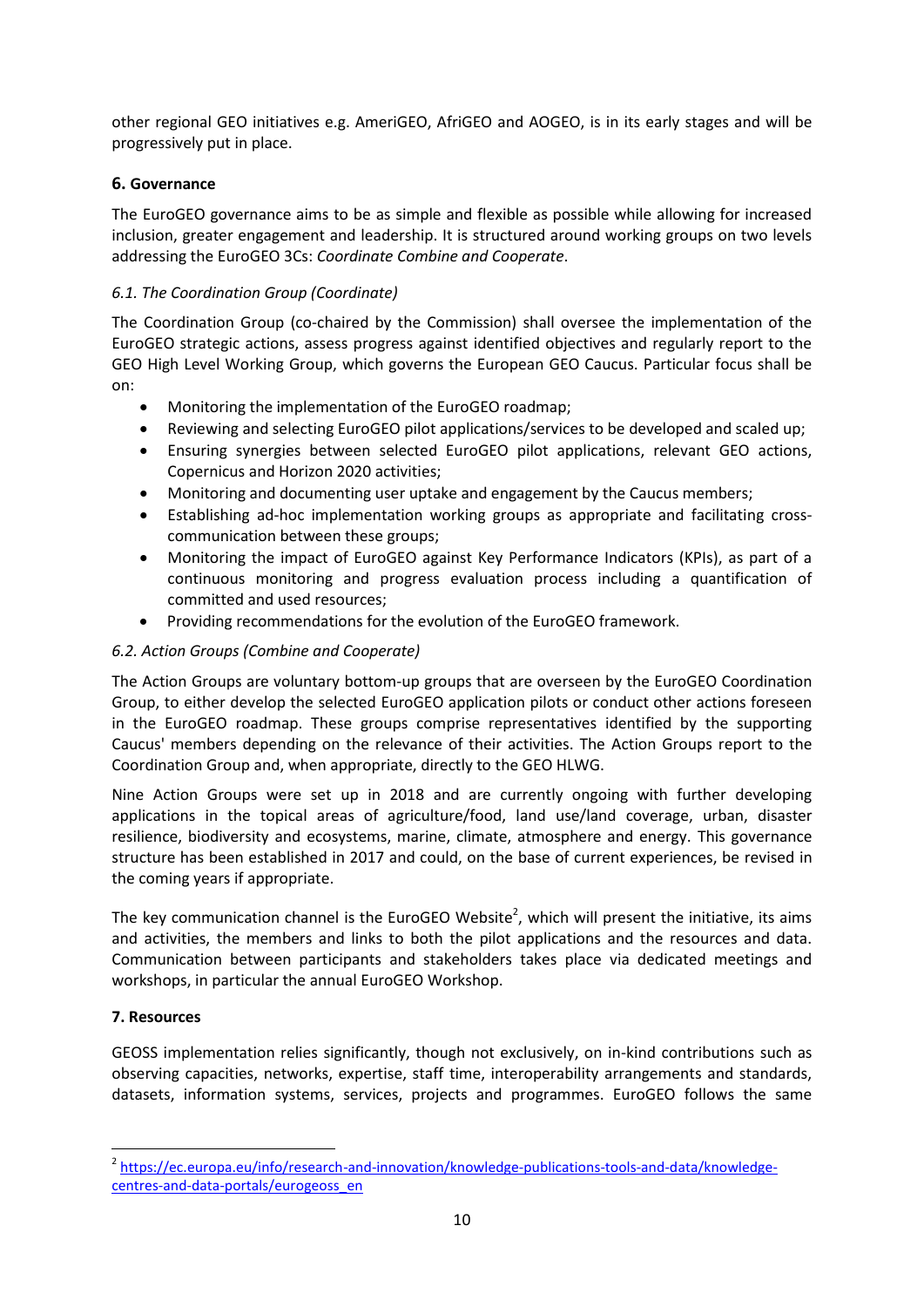other regional GEO initiatives e.g. AmeriGEO, AfriGEO and AOGEO, is in its early stages and will be progressively put in place.

## 6. Governance

The EuroGEO governance aims to be as simple and flexible as possible while allowing for increased inclusion, greater engagement and leadership. It is structured around working groups on two levels addressing the EuroGEO 3Cs: *Coordinate Combine and Cooperate*.

### *6.1. The Coordination Group (Coordinate)*

The Coordination Group (co-chaired by the Commission) shall oversee the implementation of the EuroGEO strategic actions, assess progress against identified objectives and regularly report to the GEO High Level Working Group, which governs the European GEO Caucus. Particular focus shall be on:

- Monitoring the implementation of the EuroGEO roadmap;
- Reviewing and selecting EuroGEO pilot applications/services to be developed and scaled up;
- Ensuring synergies between selected EuroGEO pilot applications, relevant GEO actions, Copernicus and Horizon 2020 activities;
- Monitoring and documenting user uptake and engagement by the Caucus members;
- Establishing ad-hoc implementation working groups as appropriate and facilitating cross-communication between these groups;
- Monitoring the impact of EuroGEO against Key Performance Indicators (KPIs), as part of a continuous monitoring and progress evaluation process including a quantification of committed and used resources;
- Providing recommendations for the evolution of the EuroGEO framework.

### *6.2. Action Groups (Combine and Cooperate)*

The Action Groups are voluntary bottom-up groups that are overseen by the EuroGEO Coordination Group, to either develop the selected EuroGEO application pilots or conduct other actions foreseen in the EuroGEO roadmap. These groups comprise representatives identified by the supporting Caucus' members depending on the relevance of their activities. The Action Groups report to the Coordination Group and, when appropriate, directly to the GEO HLWG.

Nine Action Groups were set up in 2018 and are currently ongoing with further developing applications in the topical areas of agriculture/food, land use/land coverage, urban, disaster resilience, biodiversity and ecosystems, marine, climate, atmosphere and energy. This governance structure has been established in 2017 and could, on the base of current experiences, be revised in the coming years if appropriate.

The key communication channel is the EuroGEO Website[2], which will present the initiative, its aims and activities, the members and links to both the pilot applications and the resources and data. Communication between participants and stakeholders takes place via dedicated meetings and workshops, in particular the annual EuroGEO Workshop.

## 7. Resources

GEOSS implementation relies significantly, though not exclusively, on in-kind contributions such as observing capacities, networks, expertise, staff time, interoperability arrangements and standards, datasets, information systems, services, projects and programmes. EuroGEO follows the same

---

[2] https://ec.europa.eu/info/research-and-innovation/knowledge-publications-tools-and-data/knowledge-centres-and-data-portals/eurogeoss_en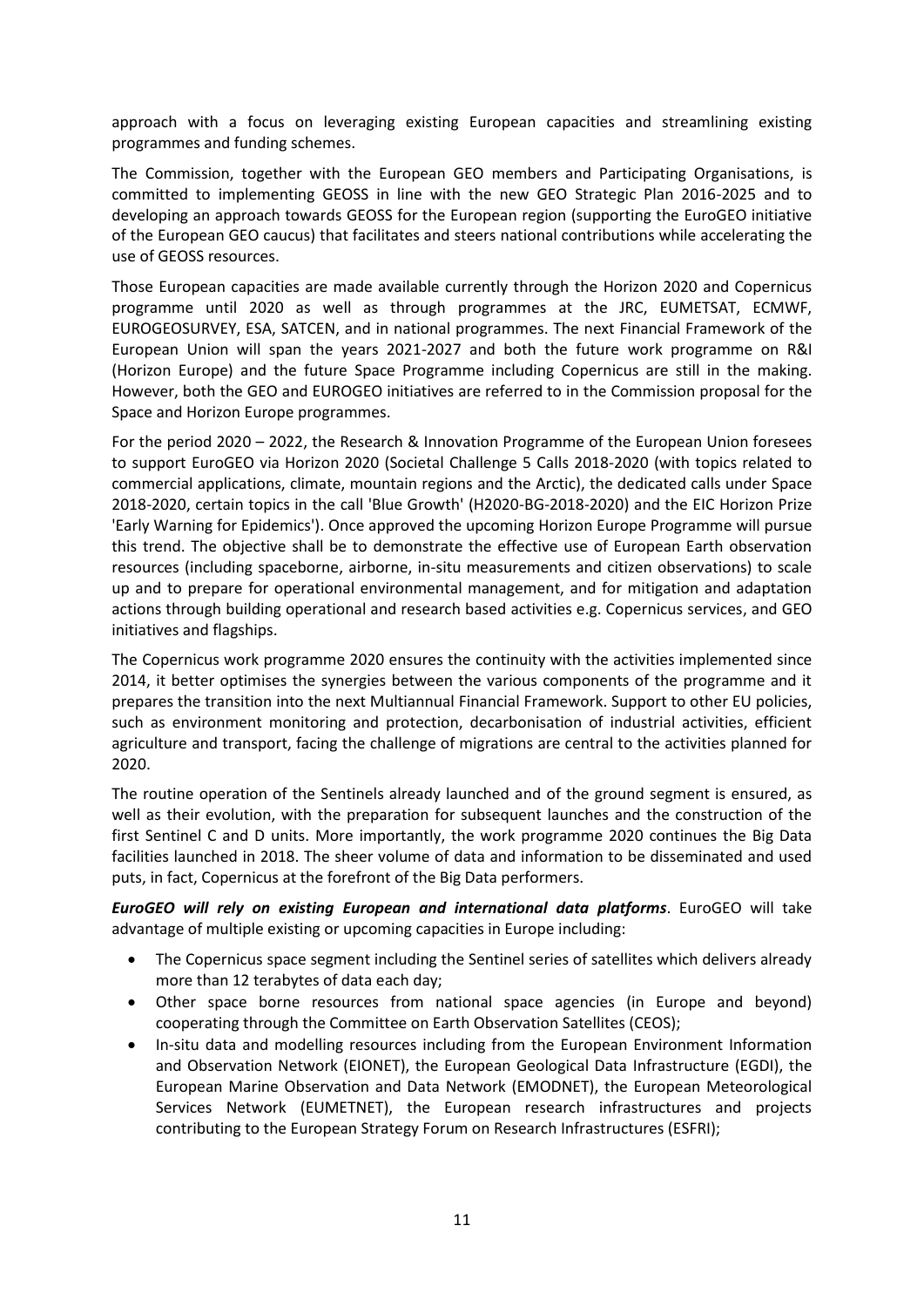approach with a focus on leveraging existing European capacities and streamlining existing programmes and funding schemes.

The Commission, together with the European GEO members and Participating Organisations, is committed to implementing GEOSS in line with the new GEO Strategic Plan 2016-2025 and to developing an approach towards GEOSS for the European region (supporting the EuroGEO initiative of the European GEO caucus) that facilitates and steers national contributions while accelerating the use of GEOSS resources.

Those European capacities are made available currently through the Horizon 2020 and Copernicus programme until 2020 as well as through programmes at the JRC, EUMETSAT, ECMWF, EUROGEOSURVEY, ESA, SATCEN, and in national programmes. The next Financial Framework of the European Union will span the years 2021-2027 and both the future work programme on R&I (Horizon Europe) and the future Space Programme including Copernicus are still in the making. However, both the GEO and EUROGEO initiatives are referred to in the Commission proposal for the Space and Horizon Europe programmes.

For the period 2020 – 2022, the Research & Innovation Programme of the European Union foresees to support EuroGEO via Horizon 2020 (Societal Challenge 5 Calls 2018-2020 (with topics related to commercial applications, climate, mountain regions and the Arctic), the dedicated calls under Space 2018-2020, certain topics in the call 'Blue Growth' (H2020-BG-2018-2020) and the EIC Horizon Prize 'Early Warning for Epidemics'). Once approved the upcoming Horizon Europe Programme will pursue this trend. The objective shall be to demonstrate the effective use of European Earth observation resources (including spaceborne, airborne, in-situ measurements and citizen observations) to scale up and to prepare for operational environmental management, and for mitigation and adaptation actions through building operational and research based activities e.g. Copernicus services, and GEO initiatives and flagships.

The Copernicus work programme 2020 ensures the continuity with the activities implemented since 2014, it better optimises the synergies between the various components of the programme and it prepares the transition into the next Multiannual Financial Framework. Support to other EU policies, such as environment monitoring and protection, decarbonisation of industrial activities, efficient agriculture and transport, facing the challenge of migrations are central to the activities planned for 2020.

The routine operation of the Sentinels already launched and of the ground segment is ensured, as well as their evolution, with the preparation for subsequent launches and the construction of the first Sentinel C and D units. More importantly, the work programme 2020 continues the Big Data facilities launched in 2018. The sheer volume of data and information to be disseminated and used puts, in fact, Copernicus at the forefront of the Big Data performers.

***EuroGEO will rely on existing European and international data platforms***. EuroGEO will take advantage of multiple existing or upcoming capacities in Europe including:

- The Copernicus space segment including the Sentinel series of satellites which delivers already more than 12 terabytes of data each day;
- Other space borne resources from national space agencies (in Europe and beyond) cooperating through the Committee on Earth Observation Satellites (CEOS);
- In-situ data and modelling resources including from the European Environment Information and Observation Network (EIONET), the European Geological Data Infrastructure (EGDI), the European Marine Observation and Data Network (EMODNET), the European Meteorological Services Network (EUMETNET), the European research infrastructures and projects contributing to the European Strategy Forum on Research Infrastructures (ESFRI);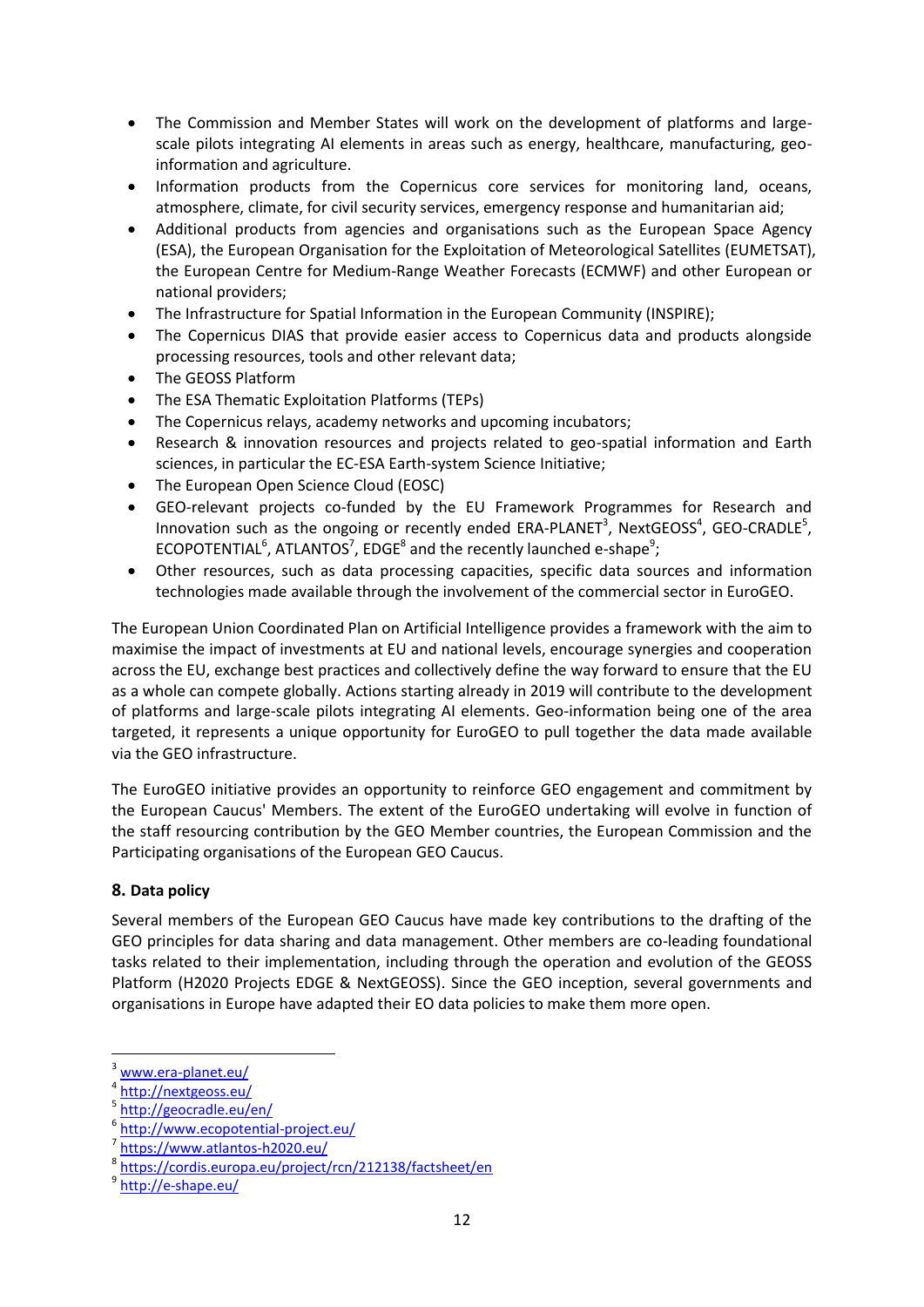- The Commission and Member States will work on the development of platforms and large-scale pilots integrating AI elements in areas such as energy, healthcare, manufacturing, geo-information and agriculture.
- Information products from the Copernicus core services for monitoring land, oceans, atmosphere, climate, for civil security services, emergency response and humanitarian aid;
- Additional products from agencies and organisations such as the European Space Agency (ESA), the European Organisation for the Exploitation of Meteorological Satellites (EUMETSAT), the European Centre for Medium-Range Weather Forecasts (ECMWF) and other European or national providers;
- The Infrastructure for Spatial Information in the European Community (INSPIRE);
- The Copernicus DIAS that provide easier access to Copernicus data and products alongside processing resources, tools and other relevant data;
- The GEOSS Platform
- The ESA Thematic Exploitation Platforms (TEPs)
- The Copernicus relays, academy networks and upcoming incubators;
- Research & innovation resources and projects related to geo-spatial information and Earth sciences, in particular the EC-ESA Earth-system Science Initiative;
- The European Open Science Cloud (EOSC)
- GEO-relevant projects co-funded by the EU Framework Programmes for Research and Innovation such as the ongoing or recently ended ERA-PLANET[3], NextGEOSS[4], GEO-CRADLE[5], ECOPOTENTIAL[6], ATLANTOS[7], EDGE[8] and the recently launched e-shape[9];
- Other resources, such as data processing capacities, specific data sources and information technologies made available through the involvement of the commercial sector in EuroGEO.

The European Union Coordinated Plan on Artificial Intelligence provides a framework with the aim to maximise the impact of investments at EU and national levels, encourage synergies and cooperation across the EU, exchange best practices and collectively define the way forward to ensure that the EU as a whole can compete globally. Actions starting already in 2019 will contribute to the development of platforms and large-scale pilots integrating AI elements. Geo-information being one of the area targeted, it represents a unique opportunity for EuroGEO to pull together the data made available via the GEO infrastructure.

The EuroGEO initiative provides an opportunity to reinforce GEO engagement and commitment by the European Caucus' Members. The extent of the EuroGEO undertaking will evolve in function of the staff resourcing contribution by the GEO Member countries, the European Commission and the Participating organisations of the European GEO Caucus.

## 8. Data policy

Several members of the European GEO Caucus have made key contributions to the drafting of the GEO principles for data sharing and data management. Other members are co-leading foundational tasks related to their implementation, including through the operation and evolution of the GEOSS Platform (H2020 Projects EDGE & NextGEOSS). Since the GEO inception, several governments and organisations in Europe have adapted their EO data policies to make them more open.

---

[3] www.era-planet.eu/
[4] http://nextgeoss.eu/
[5] http://geocradle.eu/en/
[6] http://www.ecopotential-project.eu/
[7] https://www.atlantos-h2020.eu/
[8] https://cordis.europa.eu/project/rcn/212138/factsheet/en
[9] http://e-shape.eu/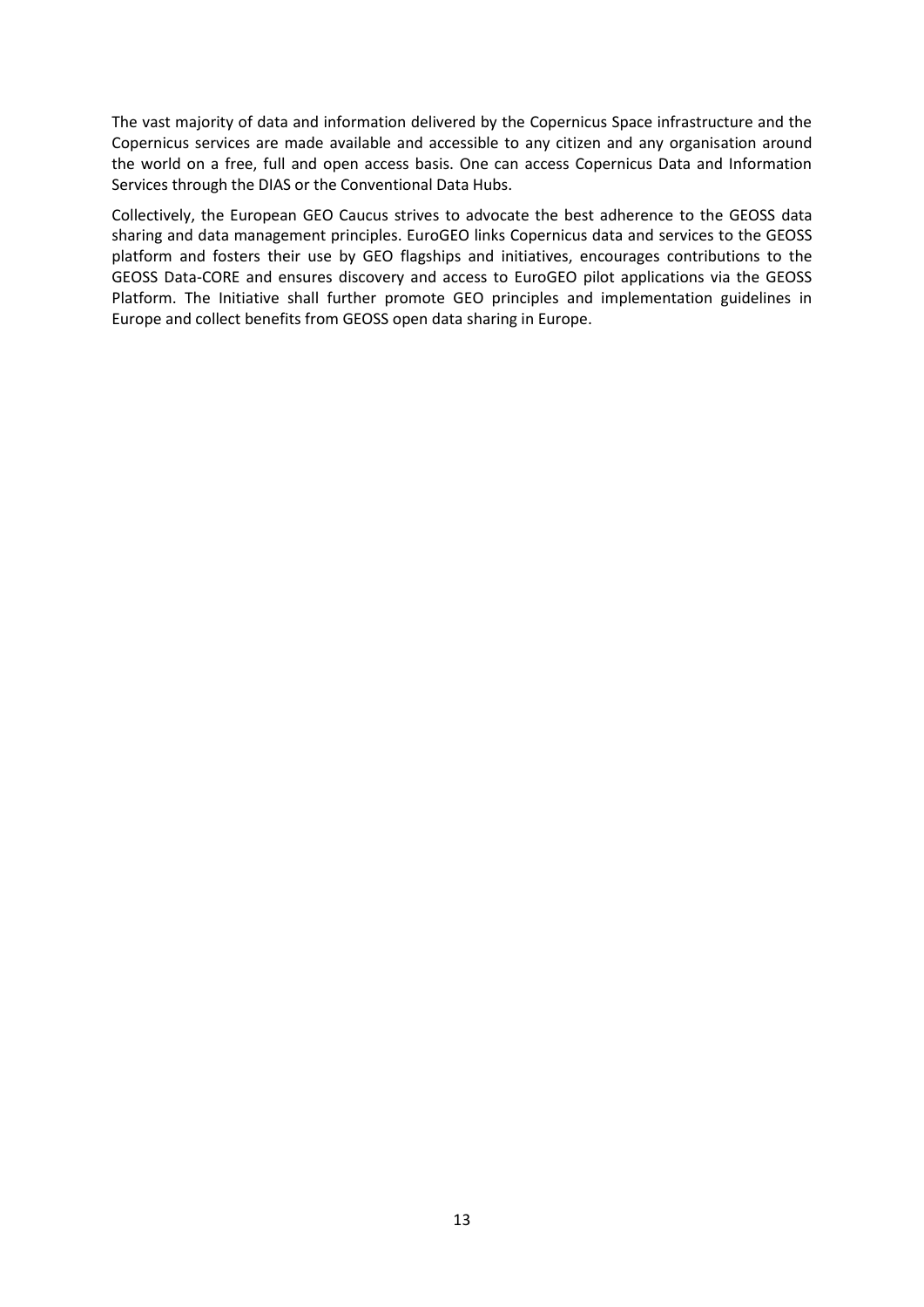The vast majority of data and information delivered by the Copernicus Space infrastructure and the Copernicus services are made available and accessible to any citizen and any organisation around the world on a free, full and open access basis. One can access Copernicus Data and Information Services through the DIAS or the Conventional Data Hubs.

Collectively, the European GEO Caucus strives to advocate the best adherence to the GEOSS data sharing and data management principles. EuroGEO links Copernicus data and services to the GEOSS platform and fosters their use by GEO flagships and initiatives, encourages contributions to the GEOSS Data-CORE and ensures discovery and access to EuroGEO pilot applications via the GEOSS Platform. The Initiative shall further promote GEO principles and implementation guidelines in Europe and collect benefits from GEOSS open data sharing in Europe.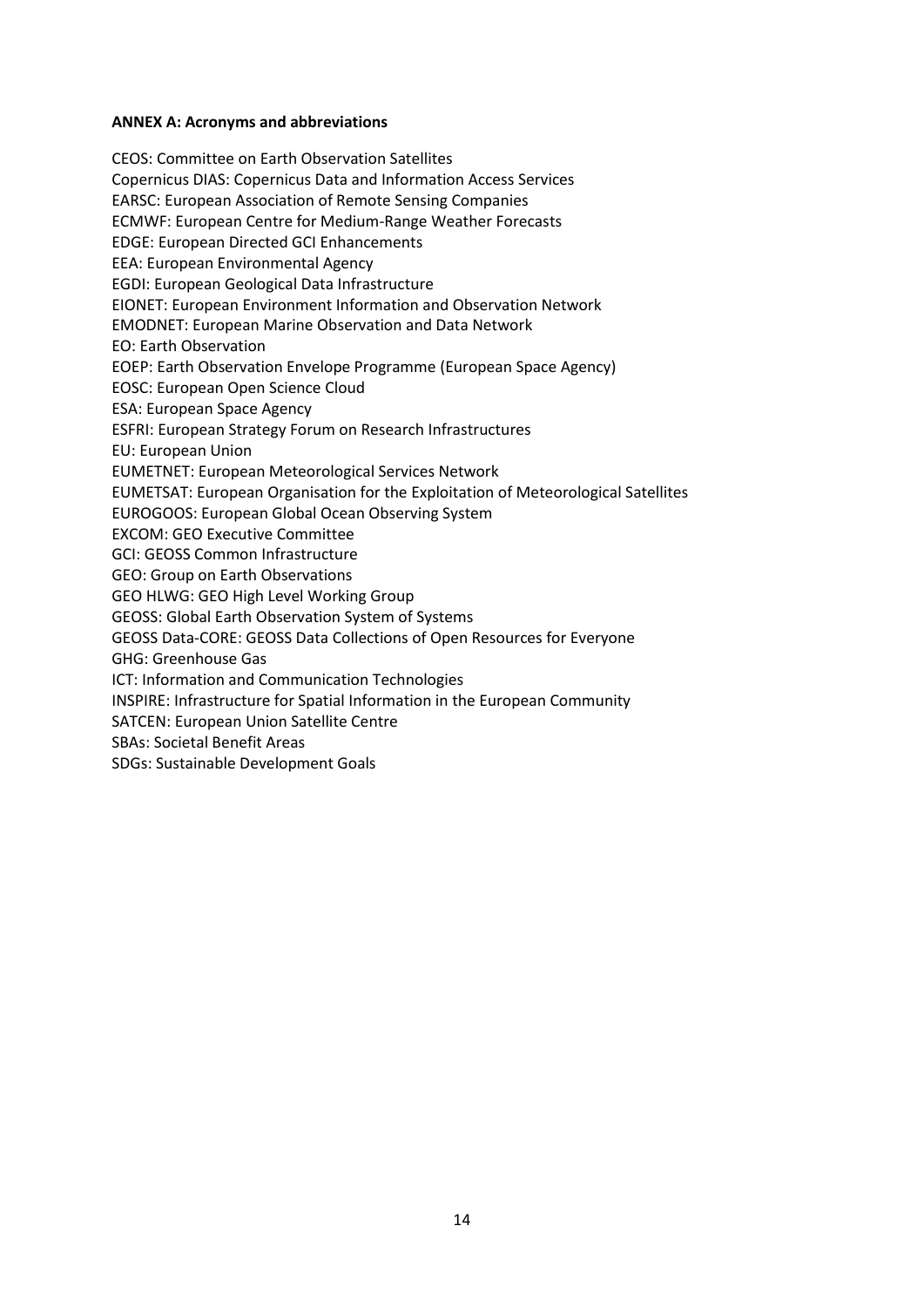**ANNEX A: Acronyms and abbreviations**

CEOS: Committee on Earth Observation Satellites
Copernicus DIAS: Copernicus Data and Information Access Services
EARSC: European Association of Remote Sensing Companies
ECMWF: European Centre for Medium-Range Weather Forecasts
EDGE: European Directed GCI Enhancements
EEA: European Environmental Agency
EGDI: European Geological Data Infrastructure
EIONET: European Environment Information and Observation Network
EMODNET: European Marine Observation and Data Network
EO: Earth Observation
EOEP: Earth Observation Envelope Programme (European Space Agency)
EOSC: European Open Science Cloud
ESA: European Space Agency
ESFRI: European Strategy Forum on Research Infrastructures
EU: European Union
EUMETNET: European Meteorological Services Network
EUMETSAT: European Organisation for the Exploitation of Meteorological Satellites
EUROGOOS: European Global Ocean Observing System
EXCOM: GEO Executive Committee
GCI: GEOSS Common Infrastructure
GEO: Group on Earth Observations
GEO HLWG: GEO High Level Working Group
GEOSS: Global Earth Observation System of Systems
GEOSS Data-CORE: GEOSS Data Collections of Open Resources for Everyone
GHG: Greenhouse Gas
ICT: Information and Communication Technologies
INSPIRE: Infrastructure for Spatial Information in the European Community
SATCEN: European Union Satellite Centre
SBAs: Societal Benefit Areas
SDGs: Sustainable Development Goals